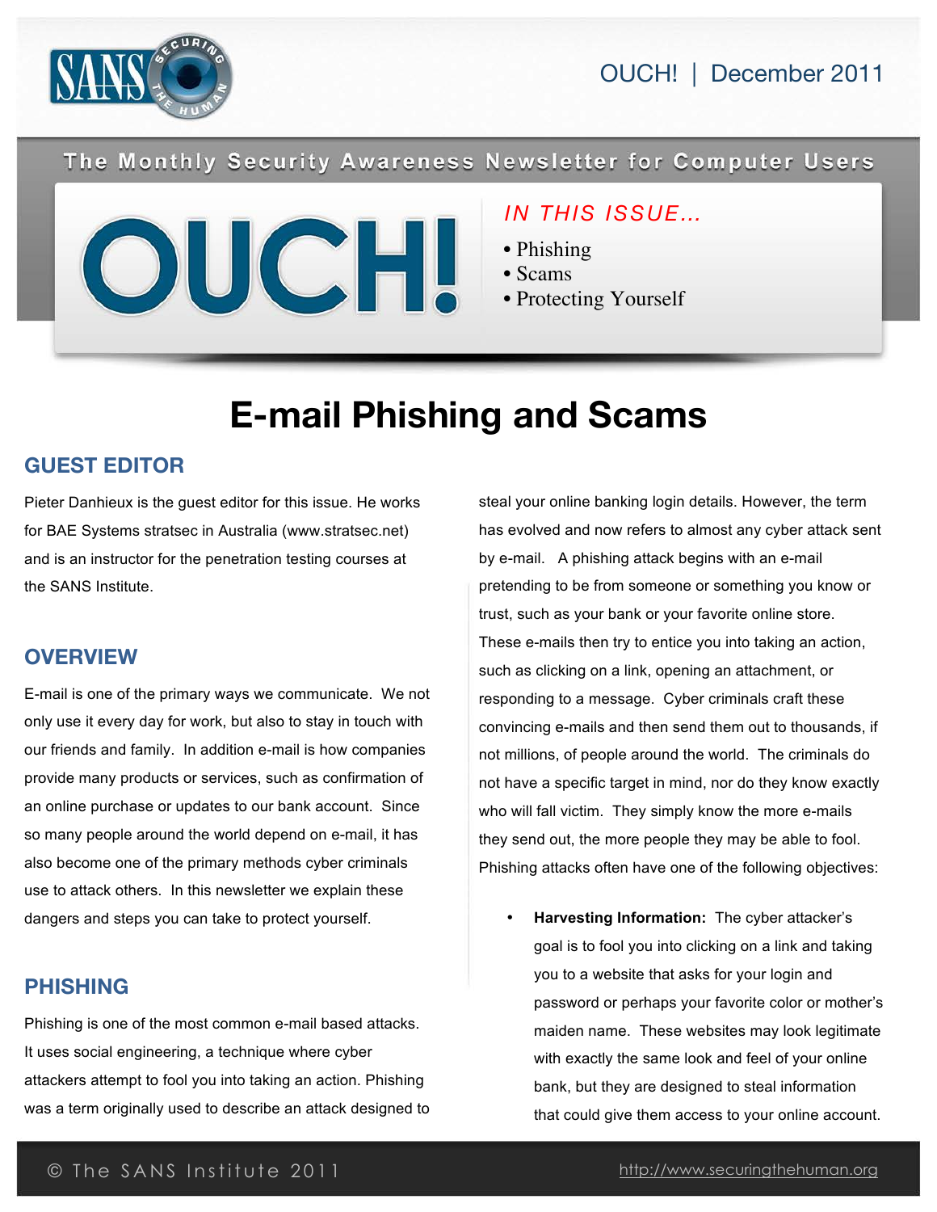The Monthly Security Awareness Newsletter for Computer Users

# OUCH! | December 2011

*IN THIS ISSUE…*

- Phishing
- Scams
- Protecting Yourself

# E-mail Phishing and Scams

## GUEST EDITOR

Pieter Danhieux is the guest editor for this issue. He works for BAE Systems stratsec in Australia (www.stratsec.net) and is an instructor for the penetration testing courses at the SANS Institute.

## OVERVIEW

E-mail is one of the primary ways we communicate. We not only use it every day for work, but also to stay in touch with our friends and family. In addition e-mail is how companies provide many products or services, such as confirmation of an online purchase or updates to our bank account. Since so many people around the world depend on e-mail, it has also become one of the primary methods cyber criminals use to attack others. In this newsletter we explain these dangers and steps you can take to protect yourself.

## PHISHING

Phishing is one of the most common e-mail based attacks. It uses social engineering, a technique where cyber attackers attempt to fool you into taking an action. Phishing was a term originally used to describe an attack designed to steal your online banking login details. However, the term has evolved and now refers to almost any cyber attack sent by e-mail. A phishing attack begins with an e-mail pretending to be from someone or something you know or trust, such as your bank or your favorite online store. These e-mails then try to entice you into taking an action, such as clicking on a link, opening an attachment, or responding to a message. Cyber criminals craft these convincing e-mails and then send them out to thousands, if not millions, of people around the world. The criminals do not have a specific target in mind, nor do they know exactly who will fall victim. They simply know the more e-mails they send out, the more people they may be able to fool. Phishing attacks often have one of the following objectives:

- **Harvesting Information:** The cyber attacker's goal is to fool you into clicking on a link and taking you to a website that asks for your login and password or perhaps your favorite color or mother's maiden name. These websites may look legitimate with exactly the same look and feel of your online bank, but they are designed to steal information that could give them access to your online account.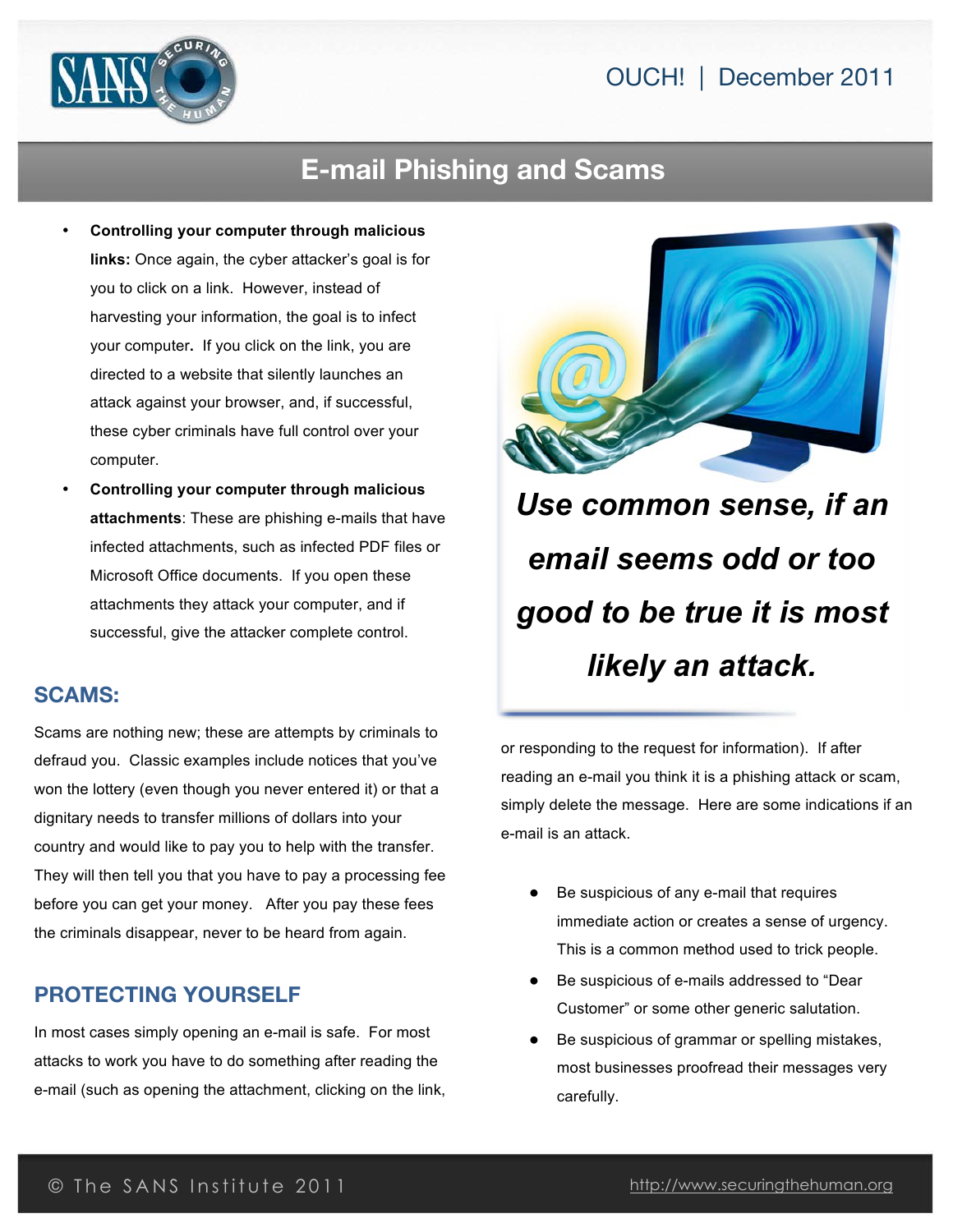- **Controlling your computer through malicious links:** Once again, the cyber attacker's goal is for you to click on a link. However, instead of harvesting your information, the goal is to infect your computer. If you click on the link, you are directed to a website that silently launches an attack against your browser, and, if successful, these cyber criminals have full control over your computer.
- **Controlling your computer through malicious attachments**: These are phishing e-mails that have infected attachments, such as infected PDF files or Microsoft Office documents. If you open these attachments they attack your computer, and if successful, give the attacker complete control.

## SCAMS:

Scams are nothing new; these are attempts by criminals to defraud you. Classic examples include notices that you've won the lottery (even though you never entered it) or that a dignitary needs to transfer millions of dollars into your country and would like to pay you to help with the transfer. They will then tell you that you have to pay a processing fee before you can get your money. After you pay these fees the criminals disappear, never to be heard from again.

## PROTECTING YOURSELF

In most cases simply opening an e-mail is safe. For most attacks to work you have to do something after reading the e-mail (such as opening the attachment, clicking on the link, or responding to the request for information). If after reading an e-mail you think it is a phishing attack or scam, simply delete the message. Here are some indications if an e-mail is an attack.

***Use common sense, if an email seems odd or too good to be true it is most likely an attack.***

- Be suspicious of any e-mail that requires immediate action or creates a sense of urgency. This is a common method used to trick people.
- Be suspicious of e-mails addressed to "Dear Customer" or some other generic salutation.
- Be suspicious of grammar or spelling mistakes, most businesses proofread their messages very carefully.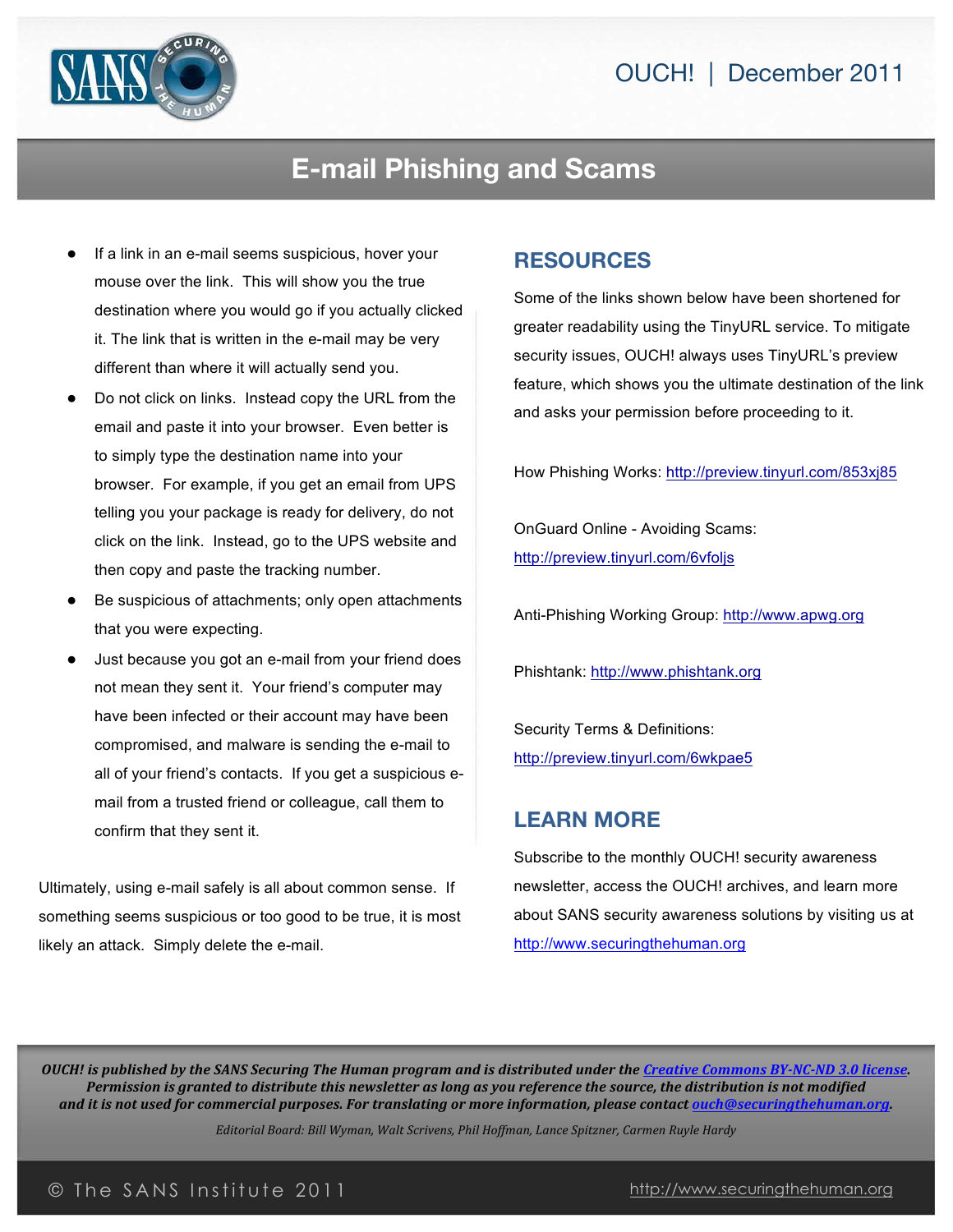# E-mail Phishing and Scams

- If a link in an e-mail seems suspicious, hover your mouse over the link. This will show you the true destination where you would go if you actually clicked it. The link that is written in the e-mail may be very different than where it will actually send you.
- Do not click on links. Instead copy the URL from the email and paste it into your browser. Even better is to simply type the destination name into your browser. For example, if you get an email from UPS telling you your package is ready for delivery, do not click on the link. Instead, go to the UPS website and then copy and paste the tracking number.
- Be suspicious of attachments; only open attachments that you were expecting.
- Just because you got an e-mail from your friend does not mean they sent it. Your friend's computer may have been infected or their account may have been compromised, and malware is sending the e-mail to all of your friend's contacts. If you get a suspicious e-mail from a trusted friend or colleague, call them to confirm that they sent it.

Ultimately, using e-mail safely is all about common sense. If something seems suspicious or too good to be true, it is most likely an attack. Simply delete the e-mail.

## RESOURCES

Some of the links shown below have been shortened for greater readability using the TinyURL service. To mitigate security issues, OUCH! always uses TinyURL's preview feature, which shows you the ultimate destination of the link and asks your permission before proceeding to it.

How Phishing Works: http://preview.tinyurl.com/853xj85

OnGuard Online - Avoiding Scams: http://preview.tinyurl.com/6vfoljs

Anti-Phishing Working Group: http://www.apwg.org

Phishtank: http://www.phishtank.org

Security Terms & Definitions: http://preview.tinyurl.com/6wkpae5

## LEARN MORE

Subscribe to the monthly OUCH! security awareness newsletter, access the OUCH! archives, and learn more about SANS security awareness solutions by visiting us at http://www.securingthehuman.org

***OUCH! is published by the SANS Securing The Human program and is distributed under the Creative Commons BY-NC-ND 3.0 license. Permission is granted to distribute this newsletter as long as you reference the source, the distribution is not modified and it is not used for commercial purposes. For translating or more information, please contact ouch@securingthehuman.org.***

*Editorial Board: Bill Wyman, Walt Scrivens, Phil Hoffman, Lance Spitzner, Carmen Ruyle Hardy*